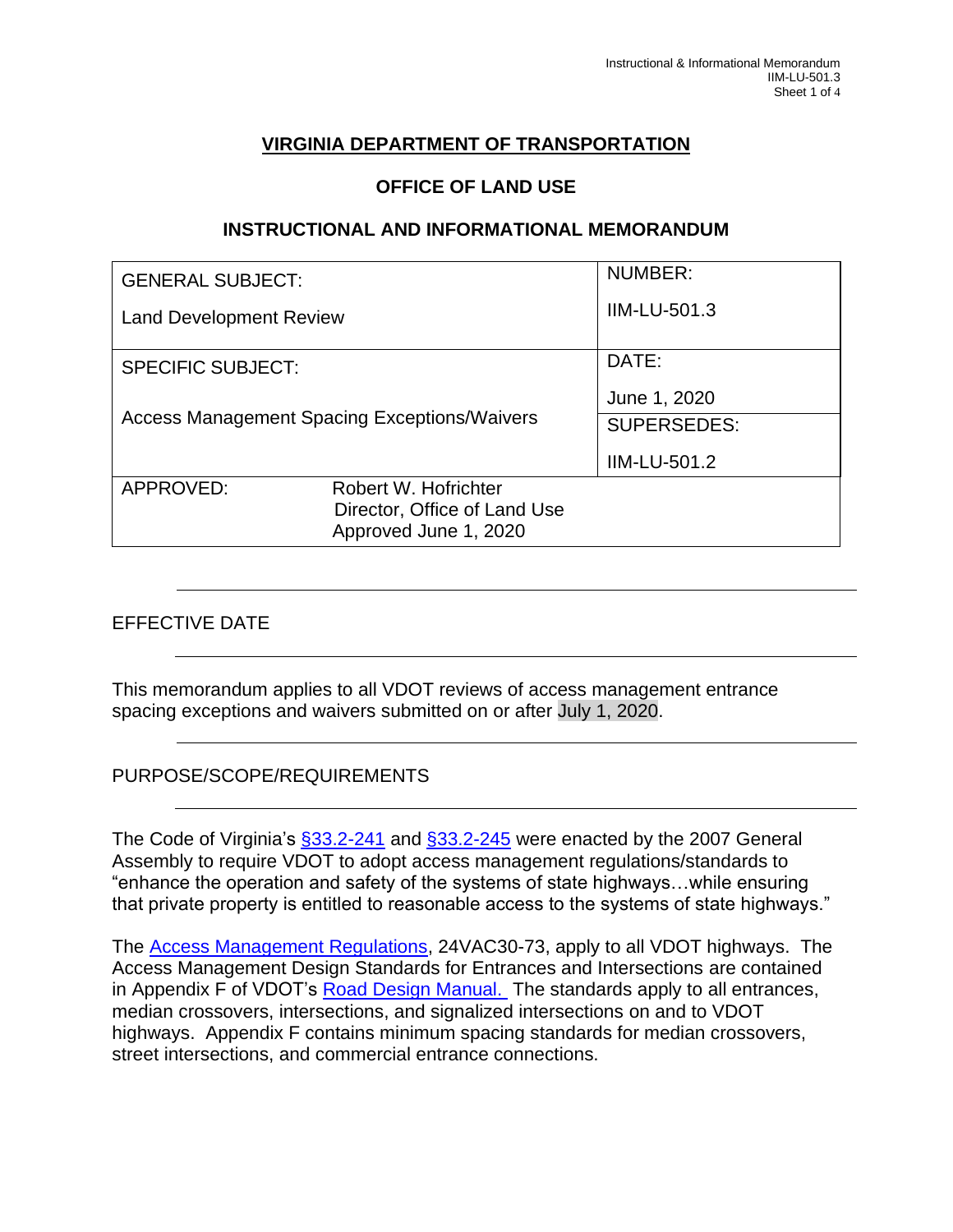# VIRGINIA DEPARTMENT OF TRANSPORTATION

## OFFICE OF LAND USE

## INSTRUCTIONAL AND INFORMATIONAL MEMORANDUM

| GENERAL SUBJECT: Land Development Review | NUMBER: IIM-LU-501.3 |
|---|---|
| SPECIFIC SUBJECT: Access Management Spacing Exceptions/Waivers | DATE: June 1, 2020 |
| | SUPERSEDES: IIM-LU-501.2 |
| APPROVED: Robert W. Hofrichter, Director, Office of Land Use, Approved June 1, 2020 | |

## EFFECTIVE DATE

This memorandum applies to all VDOT reviews of access management entrance spacing exceptions and waivers submitted on or after July 1, 2020.

## PURPOSE/SCOPE/REQUIREMENTS

The Code of Virginia's §33.2-241 and §33.2-245 were enacted by the 2007 General Assembly to require VDOT to adopt access management regulations/standards to "enhance the operation and safety of the systems of state highways…while ensuring that private property is entitled to reasonable access to the systems of state highways."

The Access Management Regulations, 24VAC30-73, apply to all VDOT highways. The Access Management Design Standards for Entrances and Intersections are contained in Appendix F of VDOT's Road Design Manual. The standards apply to all entrances, median crossovers, intersections, and signalized intersections on and to VDOT highways. Appendix F contains minimum spacing standards for median crossovers, street intersections, and commercial entrance connections.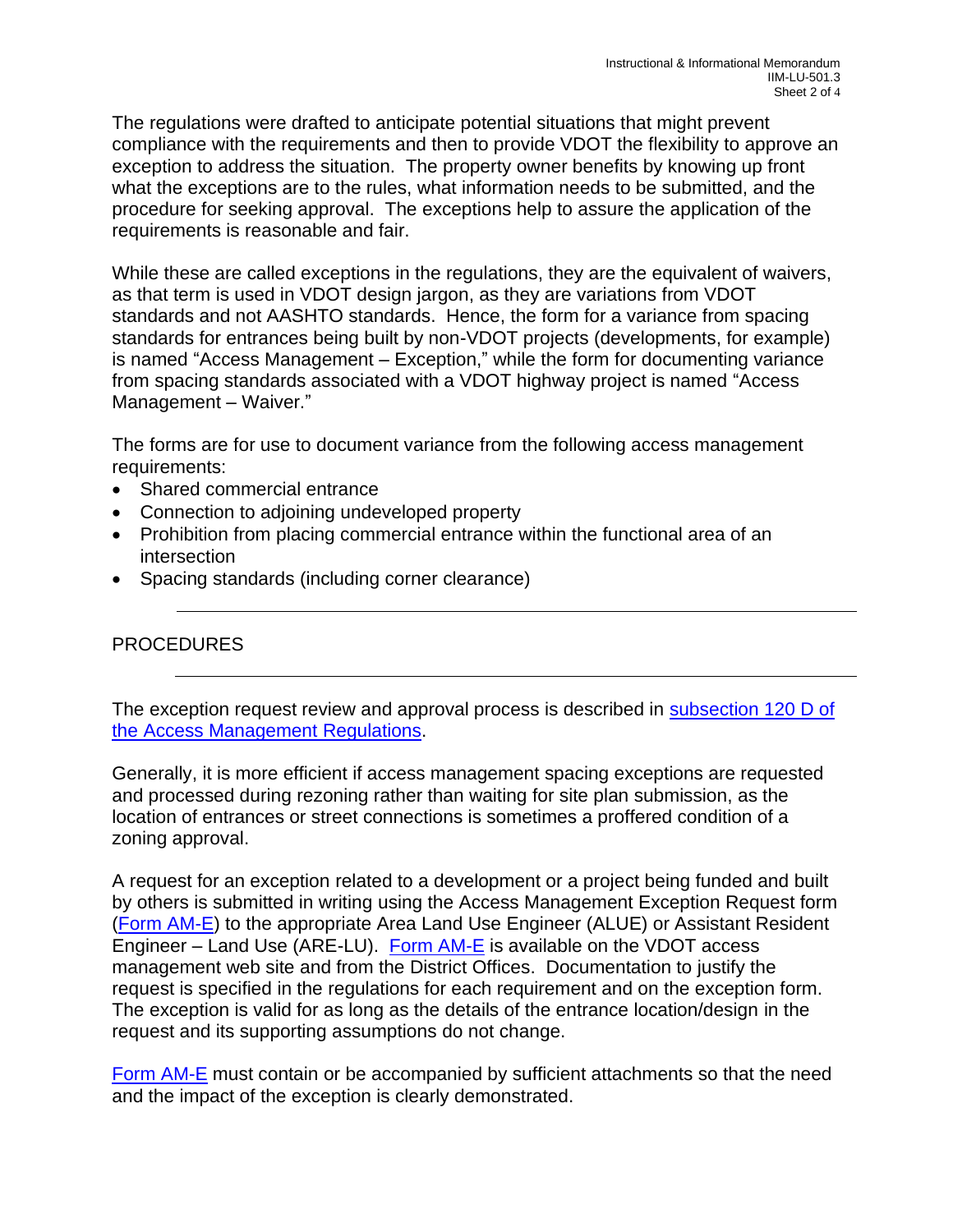The regulations were drafted to anticipate potential situations that might prevent compliance with the requirements and then to provide VDOT the flexibility to approve an exception to address the situation. The property owner benefits by knowing up front what the exceptions are to the rules, what information needs to be submitted, and the procedure for seeking approval. The exceptions help to assure the application of the requirements is reasonable and fair.

While these are called exceptions in the regulations, they are the equivalent of waivers, as that term is used in VDOT design jargon, as they are variations from VDOT standards and not AASHTO standards. Hence, the form for a variance from spacing standards for entrances being built by non-VDOT projects (developments, for example) is named "Access Management – Exception," while the form for documenting variance from spacing standards associated with a VDOT highway project is named "Access Management – Waiver."

The forms are for use to document variance from the following access management requirements:

- Shared commercial entrance
- Connection to adjoining undeveloped property
- Prohibition from placing commercial entrance within the functional area of an intersection
- Spacing standards (including corner clearance)

## PROCEDURES

The exception request review and approval process is described in subsection 120 D of the Access Management Regulations.

Generally, it is more efficient if access management spacing exceptions are requested and processed during rezoning rather than waiting for site plan submission, as the location of entrances or street connections is sometimes a proffered condition of a zoning approval.

A request for an exception related to a development or a project being funded and built by others is submitted in writing using the Access Management Exception Request form (Form AM-E) to the appropriate Area Land Use Engineer (ALUE) or Assistant Resident Engineer – Land Use (ARE-LU). Form AM-E is available on the VDOT access management web site and from the District Offices. Documentation to justify the request is specified in the regulations for each requirement and on the exception form. The exception is valid for as long as the details of the entrance location/design in the request and its supporting assumptions do not change.

Form AM-E must contain or be accompanied by sufficient attachments so that the need and the impact of the exception is clearly demonstrated.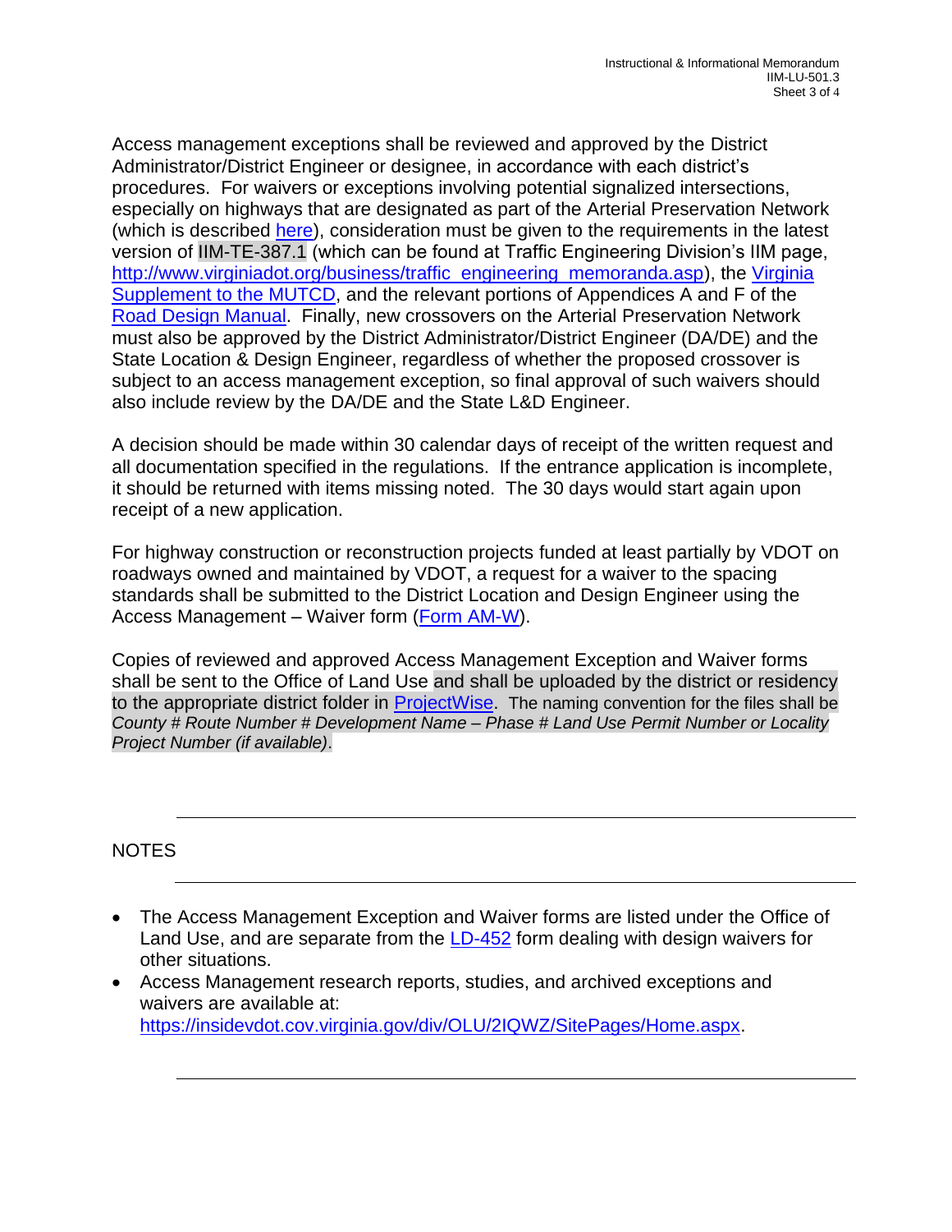Access management exceptions shall be reviewed and approved by the District Administrator/District Engineer or designee, in accordance with each district's procedures. For waivers or exceptions involving potential signalized intersections, especially on highways that are designated as part of the Arterial Preservation Network (which is described [here](#)), consideration must be given to the requirements in the latest version of IIM-TE-387.1 (which can be found at Traffic Engineering Division's IIM page, [http://www.virginiadot.org/business/traffic_engineering_memoranda.asp](http://www.virginiadot.org/business/traffic_engineering_memoranda.asp)), the [Virginia Supplement to the MUTCD](#), and the relevant portions of Appendices A and F of the [Road Design Manual](#). Finally, new crossovers on the Arterial Preservation Network must also be approved by the District Administrator/District Engineer (DA/DE) and the State Location & Design Engineer, regardless of whether the proposed crossover is subject to an access management exception, so final approval of such waivers should also include review by the DA/DE and the State L&D Engineer.

A decision should be made within 30 calendar days of receipt of the written request and all documentation specified in the regulations. If the entrance application is incomplete, it should be returned with items missing noted. The 30 days would start again upon receipt of a new application.

For highway construction or reconstruction projects funded at least partially by VDOT on roadways owned and maintained by VDOT, a request for a waiver to the spacing standards shall be submitted to the District Location and Design Engineer using the Access Management – Waiver form ([Form AM-W](#)).

Copies of reviewed and approved Access Management Exception and Waiver forms shall be sent to the Office of Land Use and shall be uploaded by the district or residency to the appropriate district folder in [ProjectWise](#). The naming convention for the files shall be *County # Route Number # Development Name – Phase # Land Use Permit Number or Locality Project Number (if available)*.

## NOTES

- The Access Management Exception and Waiver forms are listed under the Office of Land Use, and are separate from the [LD-452](#) form dealing with design waivers for other situations.
- Access Management research reports, studies, and archived exceptions and waivers are available at: [https://insidevdot.cov.virginia.gov/div/OLU/2IQWZ/SitePages/Home.aspx](https://insidevdot.cov.virginia.gov/div/OLU/2IQWZ/SitePages/Home.aspx).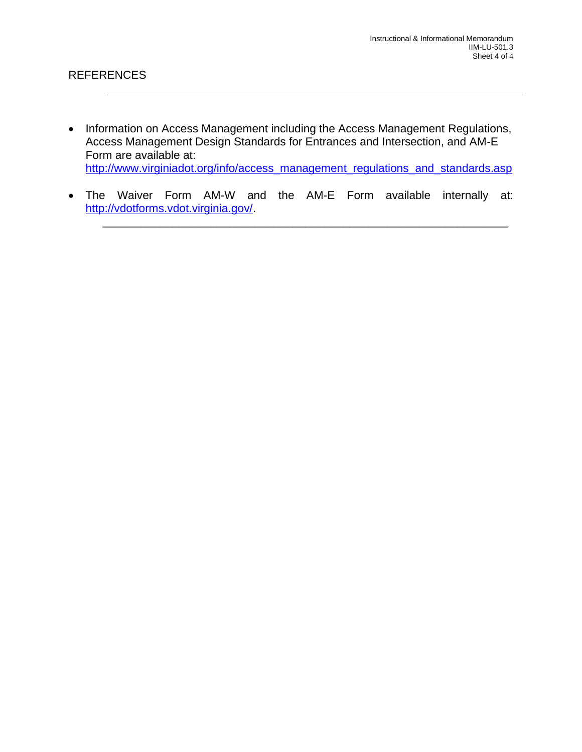## REFERENCES

- Information on Access Management including the Access Management Regulations, Access Management Design Standards for Entrances and Intersection, and AM-E Form are available at: http://www.virginiadot.org/info/access_management_regulations_and_standards.asp

- The Waiver Form AM-W and the AM-E Form available internally at: http://vdotforms.vdot.virginia.gov/.